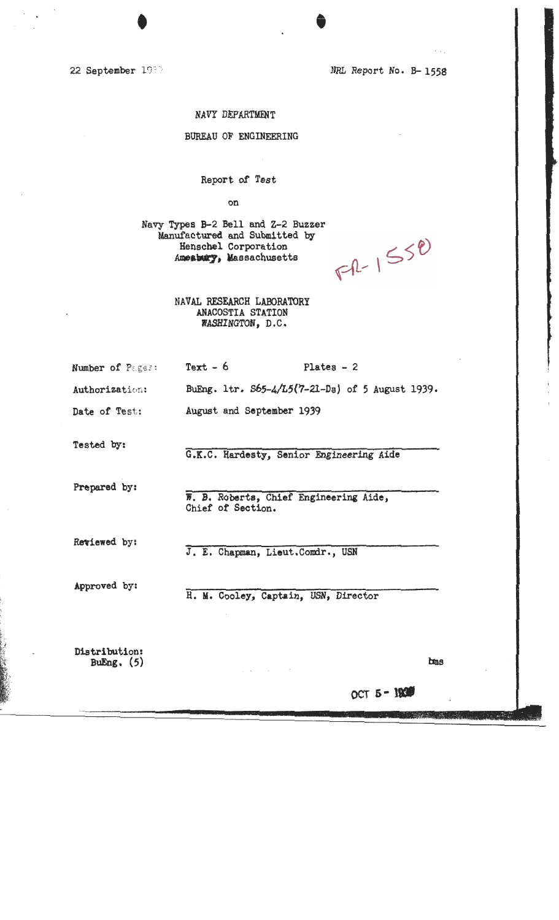22 September 1939 NRL Report No. B- 1558

NAVY DEPARTMENT

BUREAU OF ENGINEERING

Report of Test

on

Navy Types B-2 Bell and Z-2 Buzzer
Manufactured and Submitted by
Henschel Corporation
Amesbury, Massachusetts

FR-1550

NAVAL RESEARCH LABORATORY
ANACOSTIA STATION
WASHINGTON, D.C.

Number of Pages: Text - 6 Plates - 2

Authorization: BuEng. ltr. S65-4/L5(7-21-Ds) of 5 August 1939.

Date of Test: August and September 1939

Tested by: G.K.C. Hardesty, Senior Engineering Aide

Prepared by: W. B. Roberts, Chief Engineering Aide, Chief of Section.

Reviewed by: J. E. Chapman, Lieut.Comdr., USN

Approved by: H. M. Cooley, Captain, USN, Director

Distribution:
BuEng. (5)

bms

OCT 5 - 1939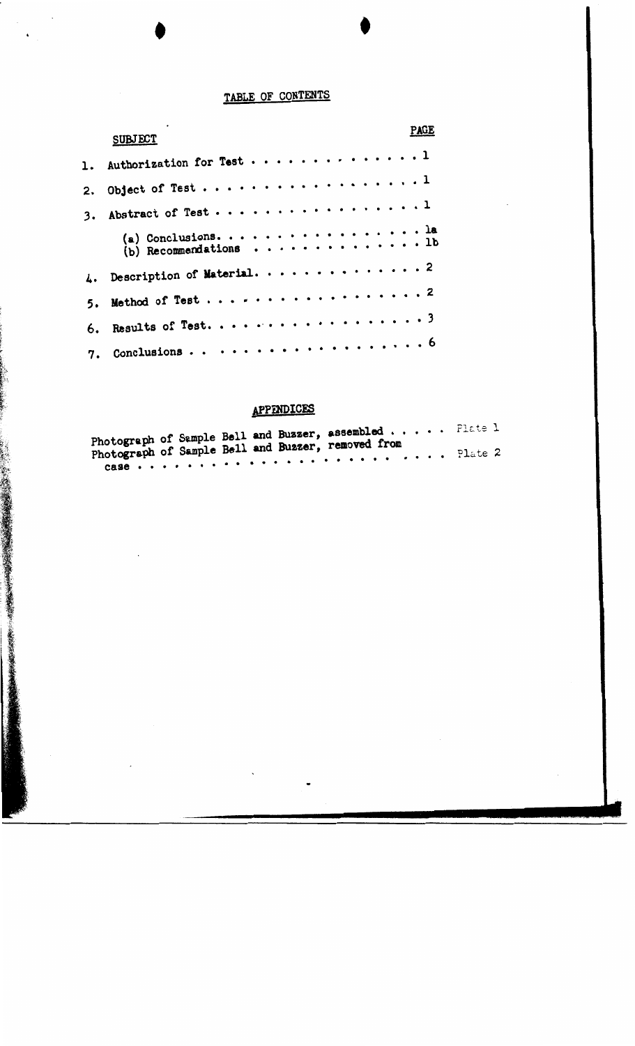# TABLE OF CONTENTS

| SUBJECT | PAGE |
|---|---|
| 1. Authorization for Test | 1 |
| 2. Object of Test | 1 |
| 3. Abstract of Test | 1 |
| (a) Conclusions | 1a |
| (b) Recommendations | 1b |
| 4. Description of Material | 2 |
| 5. Method of Test | 2 |
| 6. Results of Test | 3 |
| 7. Conclusions | 6 |

## APPENDICES

| | |
|---|---|
| Photograph of Sample Bell and Buzzer, assembled | Plate 1 |
| Photograph of Sample Bell and Buzzer, removed from case | Plate 2 |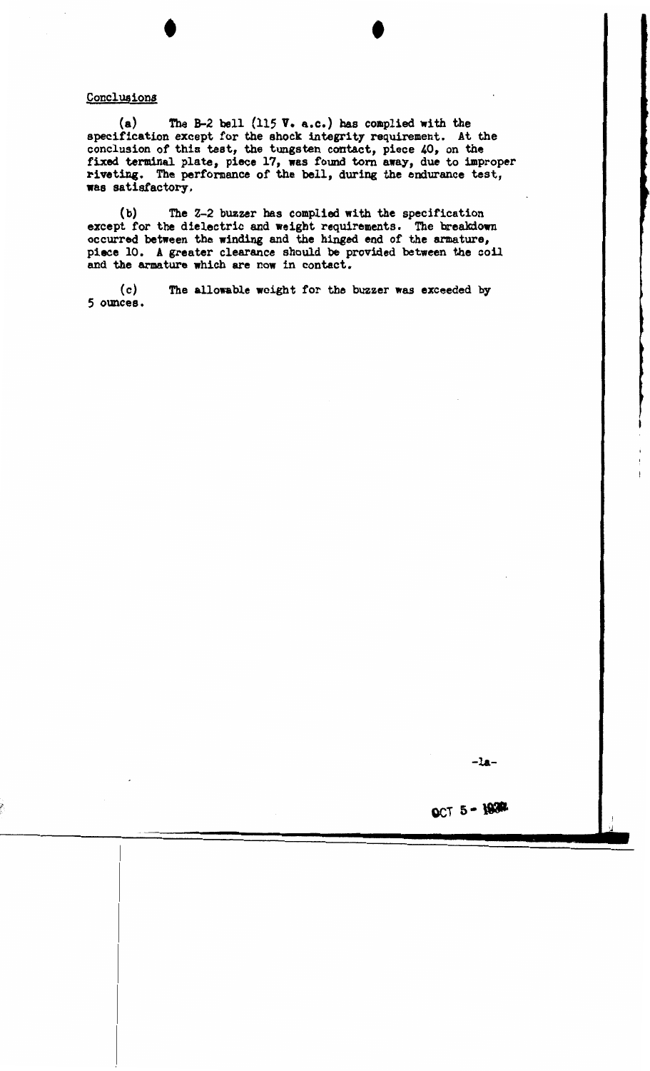Conclusions

(a) The B-2 bell (115 V. a.c.) has complied with the specification except for the shock integrity requirement. At the conclusion of this test, the tungsten contact, piece 40, on the fixed terminal plate, piece 17, was found torn away, due to improper riveting. The performance of the bell, during the endurance test, was satisfactory.

(b) The Z-2 buzzer has complied with the specification except for the dielectric and weight requirements. The breakdown occurred between the winding and the hinged end of the armature, piece 10. A greater clearance should be provided between the coil and the armature which are now in contact.

(c) The allowable weight for the buzzer was exceeded by 5 ounces.

OCT 5 - 193?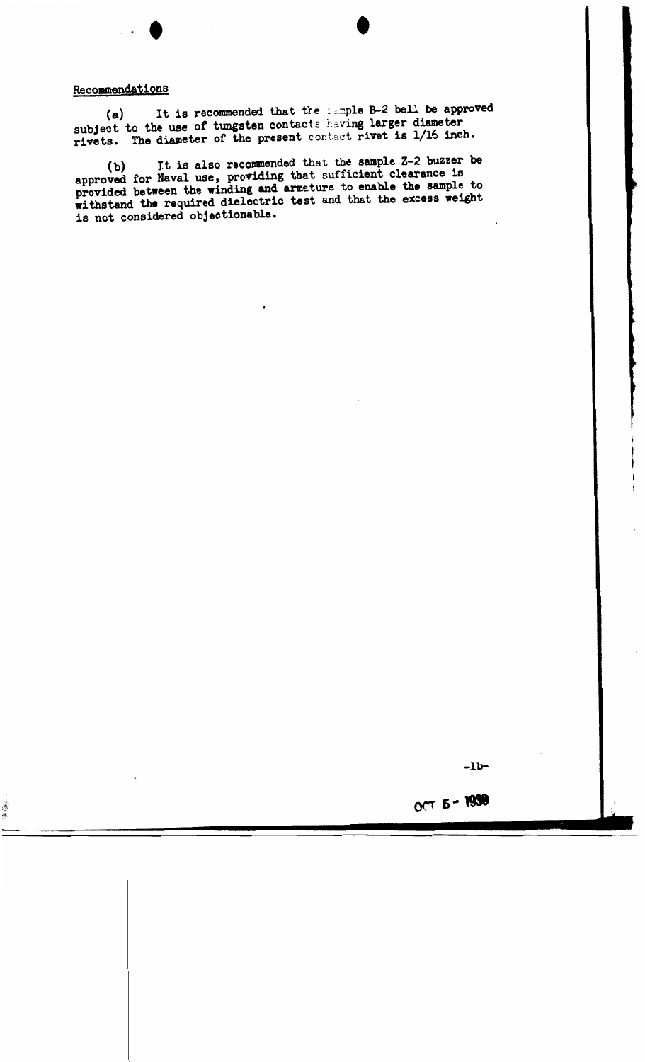Recommendations

(a) It is recommended that the sample B-2 bell be approved subject to the use of tungsten contacts having larger diameter rivets. The diameter of the present contact rivet is 1/16 inch.

(b) It is also recommended that the sample Z-2 buzzer be approved for Naval use, providing that sufficient clearance is provided between the winding and armature to enable the sample to withstand the required dielectric test and that the excess weight is not considered objectionable.

OCT 5 - 1939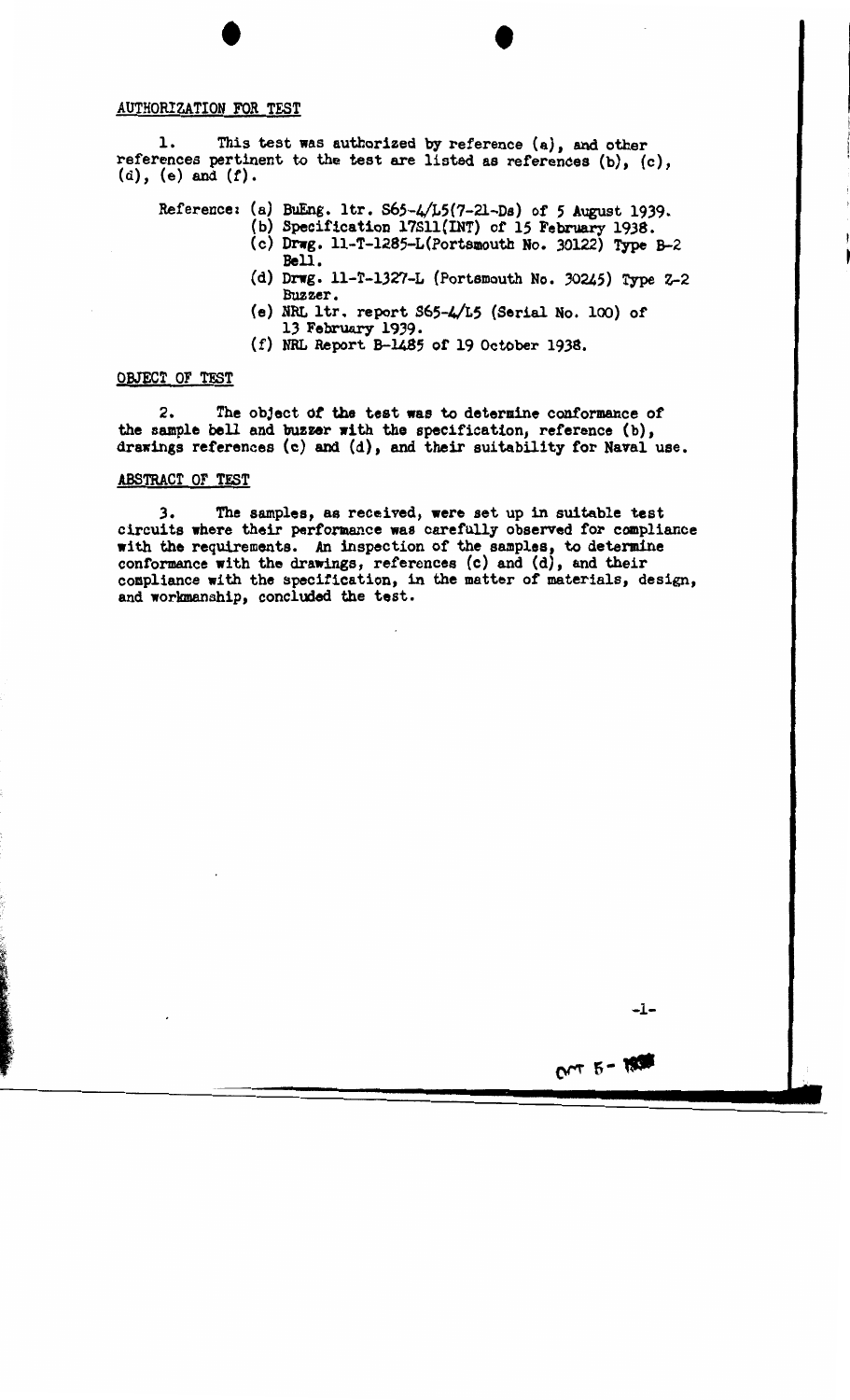## AUTHORIZATION FOR TEST

1. This test was authorized by reference (a), and other references pertinent to the test are listed as references (b), (c), (d), (e) and (f).

Reference:
- (a) BuEng. ltr. S65-4/L5(7-21-Ds) of 5 August 1939.
- (b) Specification 17S11(INT) of 15 February 1938.
- (c) Drwg. 11-T-1285-L(Portsmouth No. 30122) Type B-2 Bell.
- (d) Drwg. 11-T-1327-L (Portsmouth No. 30245) Type Z-2 Buzzer.
- (e) NRL ltr. report S65-4/L5 (Serial No. 100) of 13 February 1939.
- (f) NRL Report B-1485 of 19 October 1938.

## OBJECT OF TEST

2. The object of the test was to determine conformance of the sample bell and buzzer with the specification, reference (b), drawings references (c) and (d), and their suitability for Naval use.

## ABSTRACT OF TEST

3. The samples, as received, were set up in suitable test circuits where their performance was carefully observed for compliance with the requirements. An inspection of the samples, to determine conformance with the drawings, references (c) and (d), and their compliance with the specification, in the matter of materials, design, and workmanship, concluded the test.

OCT 5 - 1939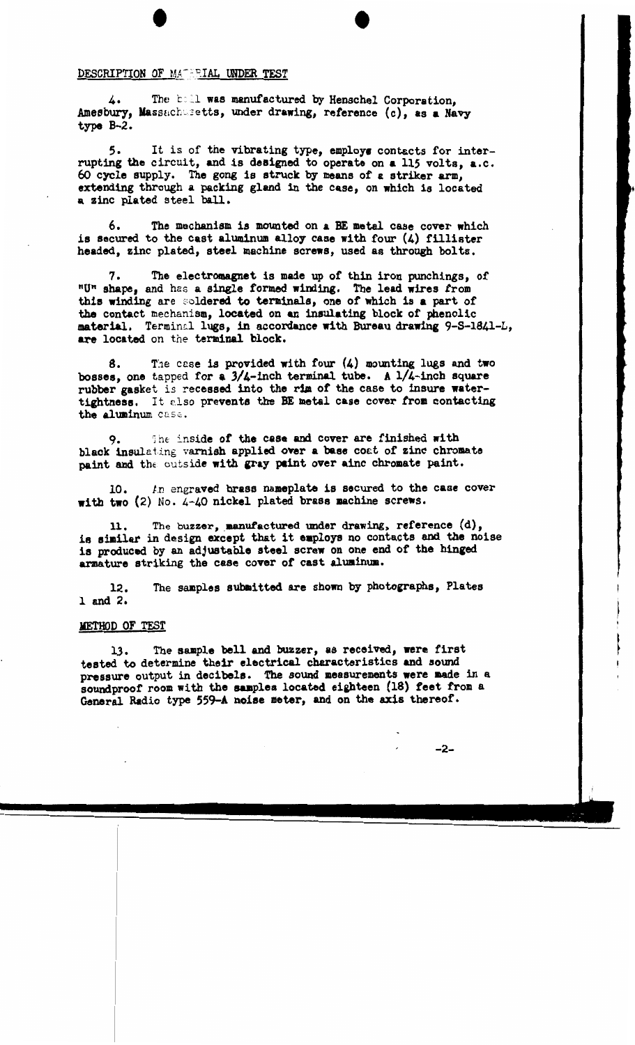## DESCRIPTION OF MATERIAL UNDER TEST

4. The bell was manufactured by Henschel Corporation, Amesbury, Massachusetts, under drawing, reference (c), as a Navy type B-2.

5. It is of the vibrating type, employs contacts for interrupting the circuit, and is designed to operate on a 115 volts, a.c. 60 cycle supply. The gong is struck by means of a striker arm, extending through a packing gland in the case, on which is located a zinc plated steel ball.

6. The mechanism is mounted on a BE metal case cover which is secured to the cast aluminum alloy case with four (4) fillister headed, zinc plated, steel machine screws, used as through bolts.

7. The electromagnet is made up of thin iron punchings, of "U" shape, and has a single formed winding. The lead wires from this winding are soldered to terminals, one of which is a part of the contact mechanism, located on an insulating block of phenolic material. Terminal lugs, in accordance with Bureau drawing 9-S-1841-L, are located on the terminal block.

8. The case is provided with four (4) mounting lugs and two bosses, one tapped for a 3/4-inch terminal tube. A 1/4-inch square rubber gasket is recessed into the rim of the case to insure watertightness. It also prevents the BE metal case cover from contacting the aluminum case.

9. The inside of the case and cover are finished with black insulating varnish applied over a base coat of zinc chromate paint and the outside with gray paint over zinc chromate paint.

10. An engraved brass nameplate is secured to the case cover with two (2) No. 4-40 nickel plated brass machine screws.

11. The buzzer, manufactured under drawing, reference (d), is similar in design except that it employs no contacts and the noise is produced by an adjustable steel screw on one end of the hinged armature striking the case cover of cast aluminum.

12. The samples submitted are shown by photographs, Plates 1 and 2.

## METHOD OF TEST

13. The sample bell and buzzer, as received, were first tested to determine their electrical characteristics and sound pressure output in decibels. The sound measurements were made in a soundproof room with the samples located eighteen (18) feet from a General Radio type 559-A noise meter, and on the axis thereof.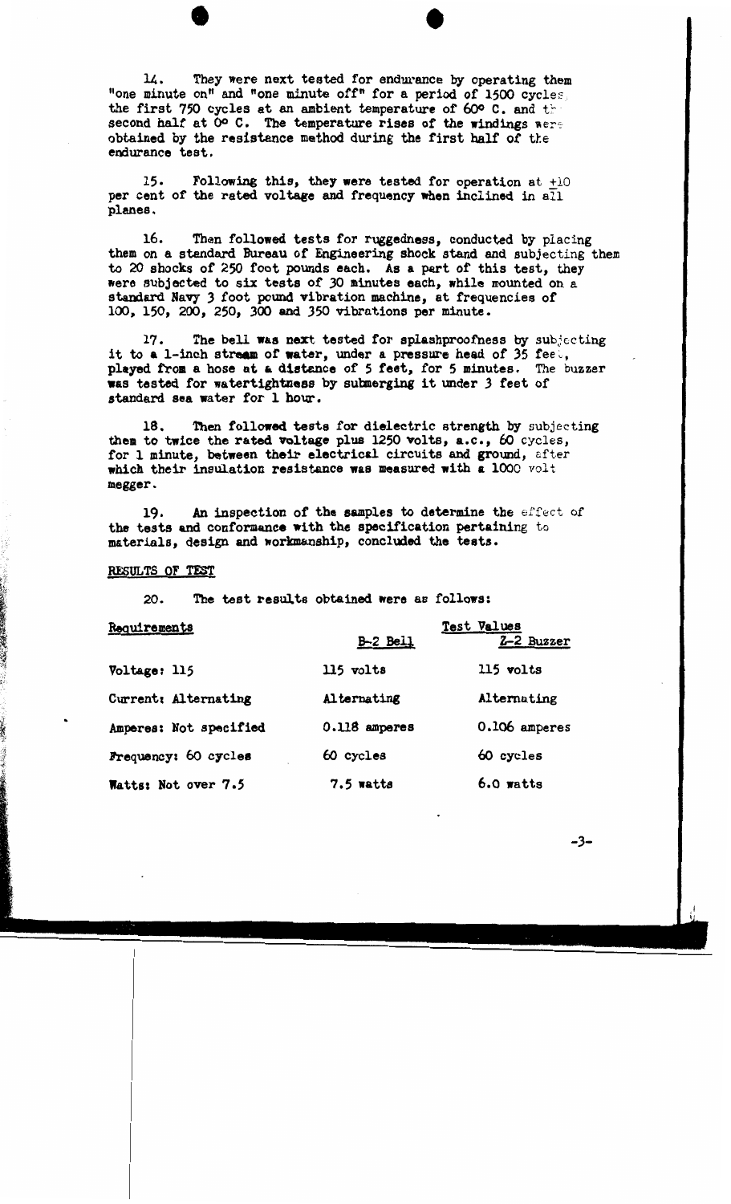14. They were next tested for endurance by operating them "one minute on" and "one minute off" for a period of 1500 cycles, the first 750 cycles at an ambient temperature of 60° C. and the second half at 0° C. The temperature rises of the windings were obtained by the resistance method during the first half of the endurance test.

15. Following this, they were tested for operation at ±10 per cent of the rated voltage and frequency when inclined in all planes.

16. Then followed tests for ruggedness, conducted by placing them on a standard Bureau of Engineering shock stand and subjecting them to 20 shocks of 250 foot pounds each. As a part of this test, they were subjected to six tests of 30 minutes each, while mounted on a standard Navy 3 foot pound vibration machine, at frequencies of 100, 150, 200, 250, 300 and 350 vibrations per minute.

17. The bell was next tested for splashproofness by subjecting it to a 1-inch stream of water, under a pressure head of 35 feet, played from a hose at a distance of 5 feet, for 5 minutes. The buzzer was tested for watertightness by submerging it under 3 feet of standard sea water for 1 hour.

18. Then followed tests for dielectric strength by subjecting them to twice the rated voltage plus 1250 volts, a.c., 60 cycles, for 1 minute, between their electrical circuits and ground, after which their insulation resistance was measured with a 1000 volt megger.

19. An inspection of the samples to determine the effect of the tests and conformance with the specification pertaining to materials, design and workmanship, concluded the tests.

RESULTS OF TEST

20. The test results obtained were as follows:

| Requirements | Test Values | |
|---|---|---|
| | B-2 Bell | Z-2 Buzzer |
| Voltage: 115 | 115 volts | 115 volts |
| Current: Alternating | Alternating | Alternating |
| Amperes: Not specified | 0.118 amperes | 0.106 amperes |
| Frequency: 60 cycles | 60 cycles | 60 cycles |
| Watts: Not over 7.5 | 7.5 watts | 6.0 watts |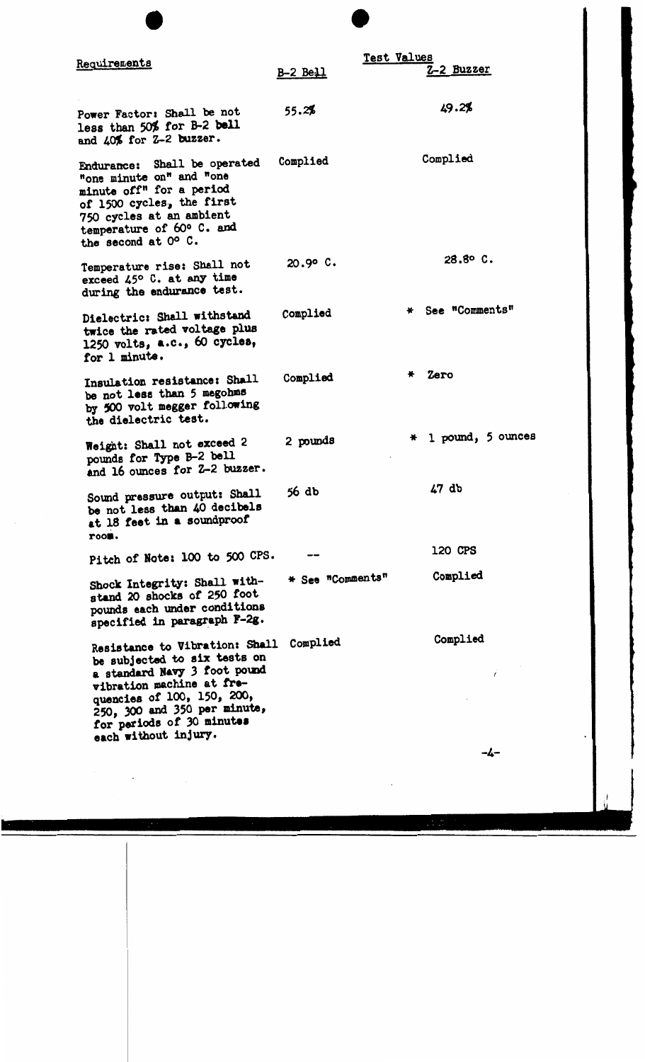| Requirements | Test Values | |
|---|---|---|
| | B-2 Bell | Z-2 Buzzer |
| Power Factor: Shall be not less than 50% for B-2 bell and 40% for Z-2 buzzer. | 55.2% | 49.2% |
| Endurance: Shall be operated "one minute on" and "one minute off" for a period of 1500 cycles, the first 750 cycles at an ambient temperature of 60° C. and the second at 0° C. | Complied | Complied |
| Temperature rise: Shall not exceed 45° C. at any time during the endurance test. | 20.9° C. | 28.8° C. |
| Dielectric: Shall withstand twice the rated voltage plus 1250 volts, a.c., 60 cycles, for 1 minute. | Complied | * See "Comments" |
| Insulation resistance: Shall be not less than 5 megohms by 500 volt megger following the dielectric test. | Complied | * Zero |
| Weight: Shall not exceed 2 pounds for Type B-2 bell and 16 ounces for Z-2 buzzer. | 2 pounds | * 1 pound, 5 ounces |
| Sound pressure output: Shall be not less than 40 decibels at 18 feet in a soundproof room. | 56 db | 47 db |
| Pitch of Note: 100 to 500 CPS. | -- | 120 CPS |
| Shock Integrity: Shall withstand 20 shocks of 250 foot pounds each under conditions specified in paragraph F-2g. | * See "Comments" | Complied |
| Resistance to Vibration: Shall be subjected to six tests on a standard Navy 3 foot pound vibration machine at frequencies of 100, 150, 200, 250, 300 and 350 per minute, for periods of 30 minutes each without injury. | Complied | Complied |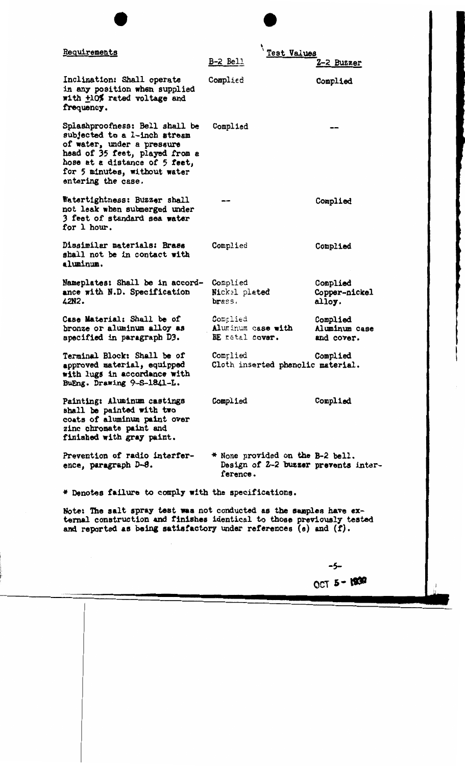| Requirements | Test Values | |
|---|---|---|
| | B-2 Bell | Z-2 Buzzer |
| Inclination: Shall operate in any position when supplied with ±10% rated voltage and frequency. | Complied | Complied |
| Splashproofness: Bell shall be subjected to a 1-inch stream of water, under a pressure head of 35 feet, played from a hose at a distance of 5 feet, for 5 minutes, without water entering the case. | Complied | -- |
| Watertightness: Buzzer shall not leak when submerged under 3 feet of standard sea water for 1 hour. | -- | Complied |
| Dissimilar materials: Brass shall not be in contact with aluminum. | Complied | Complied |
| Nameplates: Shall be in accordance with N.D. Specification 42N2. | Complied Nickel plated brass. | Complied Copper-nickel alloy. |
| Case Material: Shall be of bronze or aluminum alloy as specified in paragraph D3. | Complied Aluminum case with BE metal cover. | Complied Aluminum case and cover. |
| Terminal Block: Shall be of approved material, equipped with lugs in accordance with BuEng. Drawing 9-S-1841-L. | Complied Cloth inserted phenolic material. | Complied |
| Painting: Aluminum castings shall be painted with two coats of aluminum paint over zinc chromate paint and finished with gray paint. | Complied | Complied |
| Prevention of radio interference, paragraph D-8. | * None provided on the B-2 bell. | Design of Z-2 buzzer prevents interference. |

* Denotes failure to comply with the specifications.

Note: The salt spray test was not conducted as the samples have external construction and finishes identical to those previously tested and reported as being satisfactory under references (e) and (f).

OCT 5 - 1950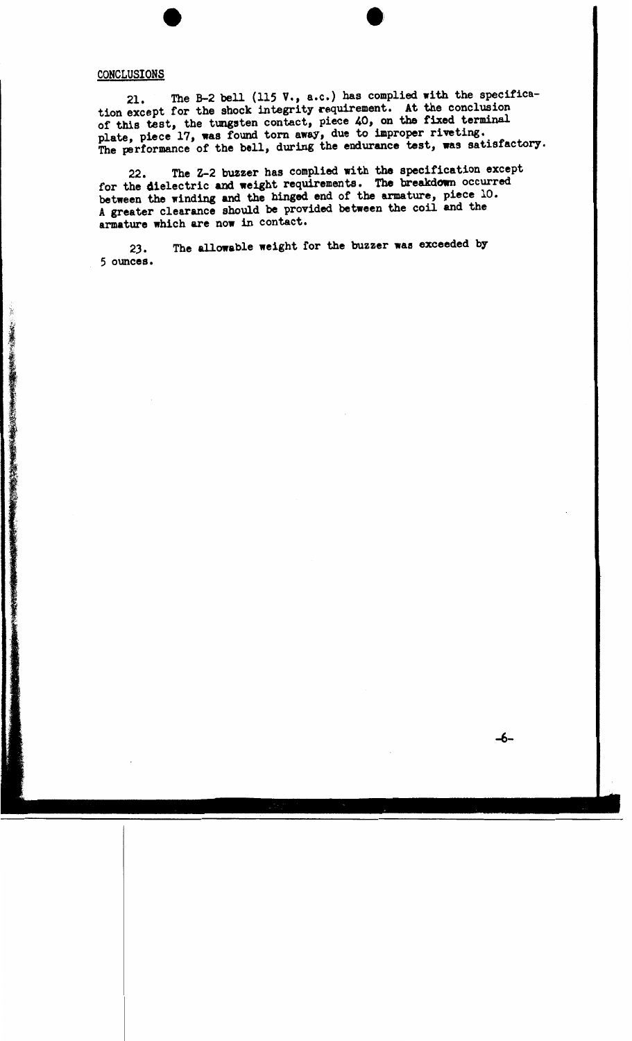## CONCLUSIONS

21. The B-2 bell (115 V., a.c.) has complied with the specification except for the shock integrity requirement. At the conclusion of this test, the tungsten contact, piece 40, on the fixed terminal plate, piece 17, was found torn away, due to improper riveting. The performance of the bell, during the endurance test, was satisfactory.

22. The Z-2 buzzer has complied with the specification except for the dielectric and weight requirements. The breakdown occurred between the winding and the hinged end of the armature, piece 10. A greater clearance should be provided between the coil and the armature which are now in contact.

23. The allowable weight for the buzzer was exceeded by 5 ounces.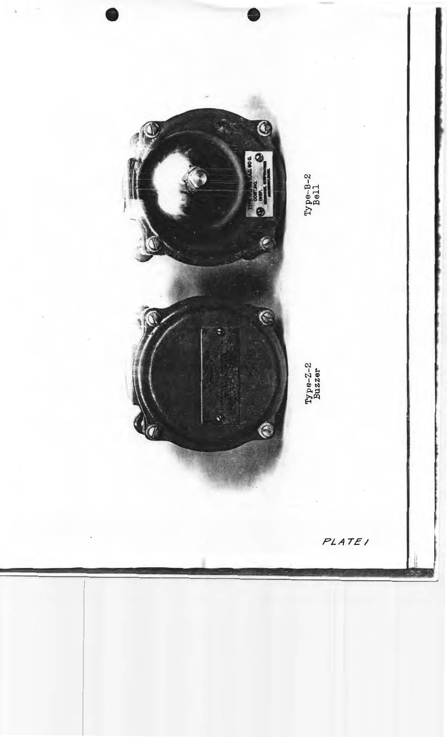Type-Z-2
Buzzer

Type-B-2
Bell

PLATE I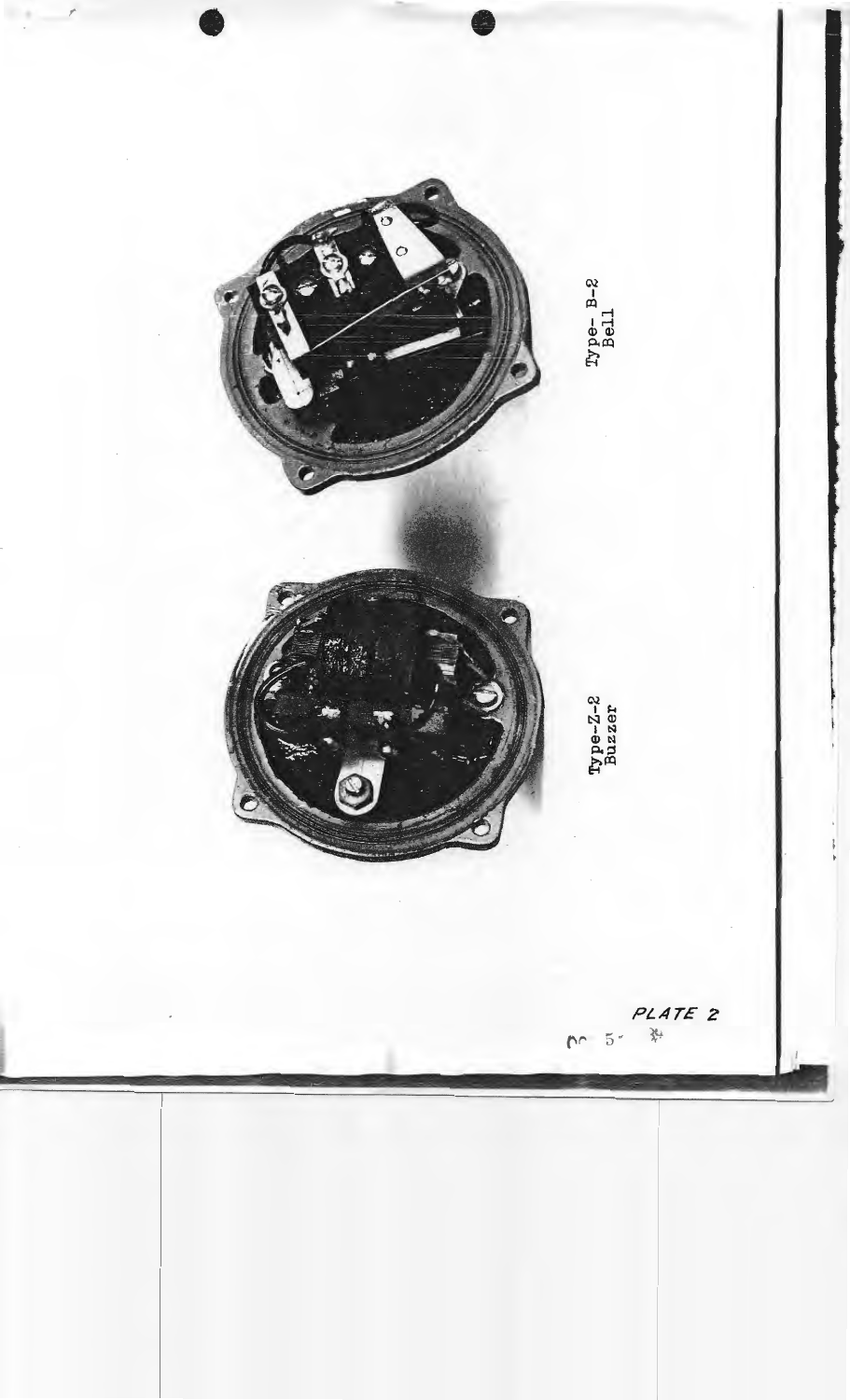Type- B-2
Bell

Type-Z-2
Buzzer

*PLATE 2*